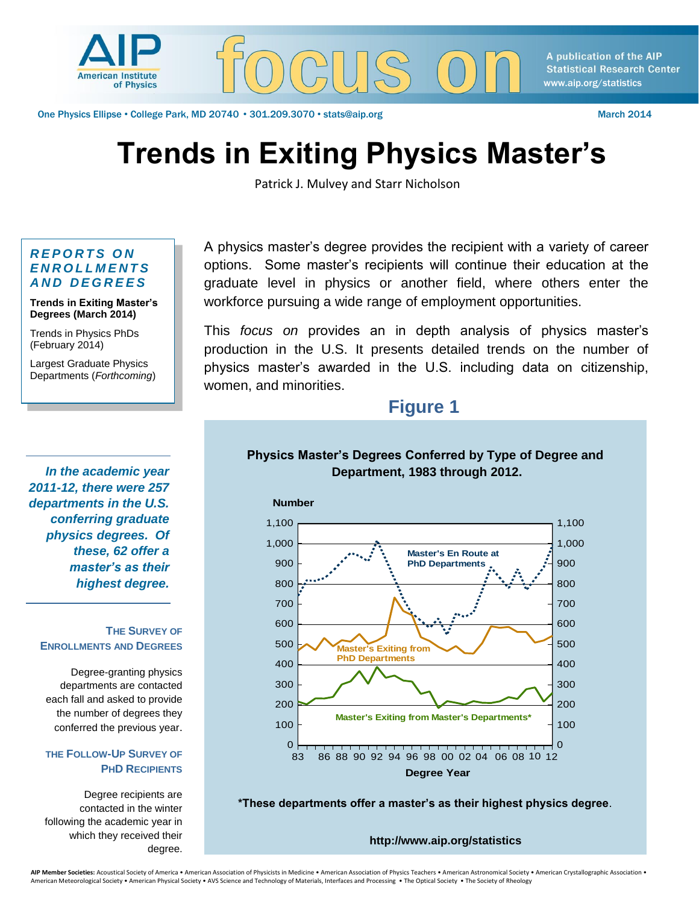# Trends in Exiting Physics Master's

Patrick J. Mulvey and Starr Nicholson

March 2014

***REPORTS ON ENROLLMENTS AND DEGREES***

**Trends in Exiting Master's Degrees (March 2014)**

Trends in Physics PhDs (February 2014)

Largest Graduate Physics Departments (*Forthcoming*)

A physics master's degree provides the recipient with a variety of career options. Some master's recipients will continue their education at the graduate level in physics or another field, where others enter the workforce pursuing a wide range of employment opportunities.

This *focus on* provides an in depth analysis of physics master's production in the U.S. It presents detailed trends on the number of physics master's awarded in the U.S. including data on citizenship, women, and minorities.

***In the academic year 2011-12, there were 257 departments in the U.S. conferring graduate physics degrees. Of these, 62 offer a master's as their highest degree.***

## Figure 1

**Physics Master's Degrees Conferred by Type of Degree and Department, 1983 through 2012.**

**\*These departments offer a master's as their highest physics degree.**

**http://www.aip.org/statistics**

### THE SURVEY OF ENROLLMENTS AND DEGREES

Degree-granting physics departments are contacted each fall and asked to provide the number of degrees they conferred the previous year.

### THE FOLLOW-UP SURVEY OF PHD RECIPIENTS

Degree recipients are contacted in the winter following the academic year in which they received their degree.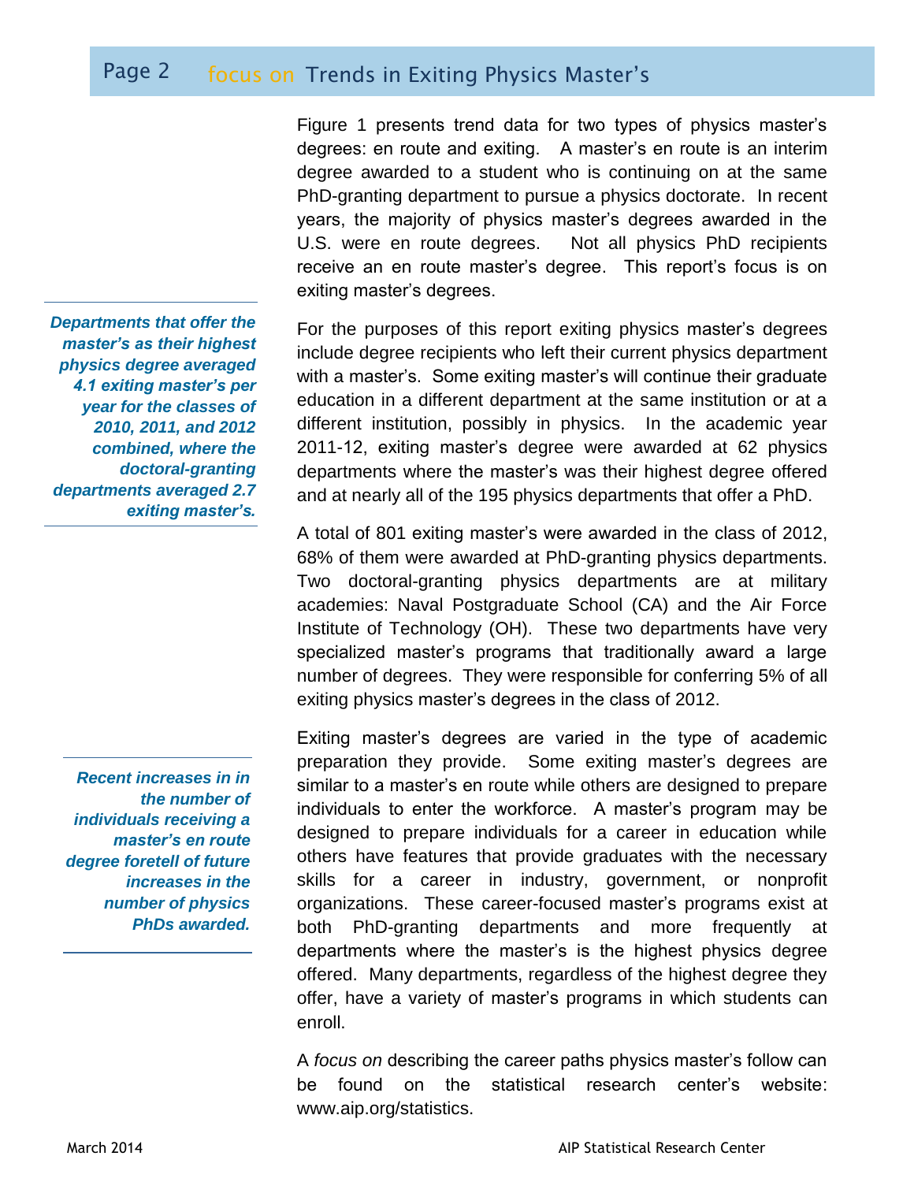Figure 1 presents trend data for two types of physics master's degrees: en route and exiting. A master's en route is an interim degree awarded to a student who is continuing on at the same PhD-granting department to pursue a physics doctorate. In recent years, the majority of physics master's degrees awarded in the U.S. were en route degrees. Not all physics PhD recipients receive an en route master's degree. This report's focus is on exiting master's degrees.

***Departments that offer the master's as their highest physics degree averaged 4.1 exiting master's per year for the classes of 2010, 2011, and 2012 combined, where the doctoral-granting departments averaged 2.7 exiting master's.***

For the purposes of this report exiting physics master's degrees include degree recipients who left their current physics department with a master's. Some exiting master's will continue their graduate education in a different department at the same institution or at a different institution, possibly in physics. In the academic year 2011-12, exiting master's degree were awarded at 62 physics departments where the master's was their highest degree offered and at nearly all of the 195 physics departments that offer a PhD.

A total of 801 exiting master's were awarded in the class of 2012, 68% of them were awarded at PhD-granting physics departments. Two doctoral-granting physics departments are at military academies: Naval Postgraduate School (CA) and the Air Force Institute of Technology (OH). These two departments have very specialized master's programs that traditionally award a large number of degrees. They were responsible for conferring 5% of all exiting physics master's degrees in the class of 2012.

***Recent increases in in the number of individuals receiving a master's en route degree foretell of future increases in the number of physics PhDs awarded.***

Exiting master's degrees are varied in the type of academic preparation they provide. Some exiting master's degrees are similar to a master's en route while others are designed to prepare individuals to enter the workforce. A master's program may be designed to prepare individuals for a career in education while others have features that provide graduates with the necessary skills for a career in industry, government, or nonprofit organizations. These career-focused master's programs exist at both PhD-granting departments and more frequently at departments where the master's is the highest physics degree offered. Many departments, regardless of the highest degree they offer, have a variety of master's programs in which students can enroll.

A *focus on* describing the career paths physics master's follow can be found on the statistical research center's website: www.aip.org/statistics.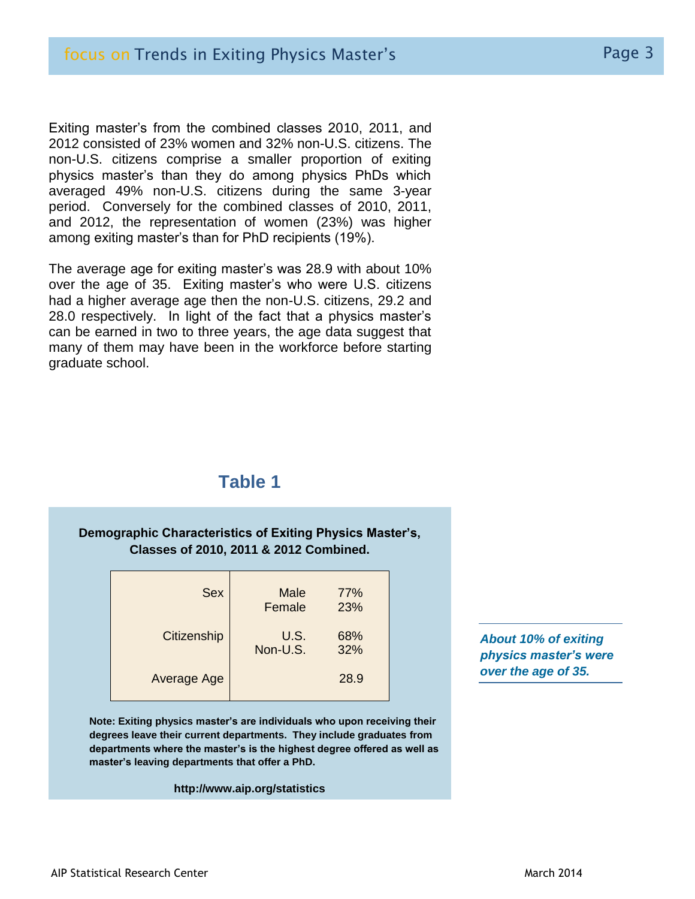Exiting master's from the combined classes 2010, 2011, and 2012 consisted of 23% women and 32% non-U.S. citizens. The non-U.S. citizens comprise a smaller proportion of exiting physics master's than they do among physics PhDs which averaged 49% non-U.S. citizens during the same 3-year period. Conversely for the combined classes of 2010, 2011, and 2012, the representation of women (23%) was higher among exiting master's than for PhD recipients (19%).

The average age for exiting master's was 28.9 with about 10% over the age of 35. Exiting master's who were U.S. citizens had a higher average age then the non-U.S. citizens, 29.2 and 28.0 respectively. In light of the fact that a physics master's can be earned in two to three years, the age data suggest that many of them may have been in the workforce before starting graduate school.

## Table 1

**Demographic Characteristics of Exiting Physics Master's, Classes of 2010, 2011 & 2012 Combined.**

| | | |
|---|---|---|
| Sex | Male | 77% |
| | Female | 23% |
| Citizenship | U.S. | 68% |
| | Non-U.S. | 32% |
| Average Age | | 28.9 |

**Note: Exiting physics master's are individuals who upon receiving their degrees leave their current departments. They include graduates from departments where the master's is the highest degree offered as well as master's leaving departments that offer a PhD.**

**http://www.aip.org/statistics**

***About 10% of exiting physics master's were over the age of 35.***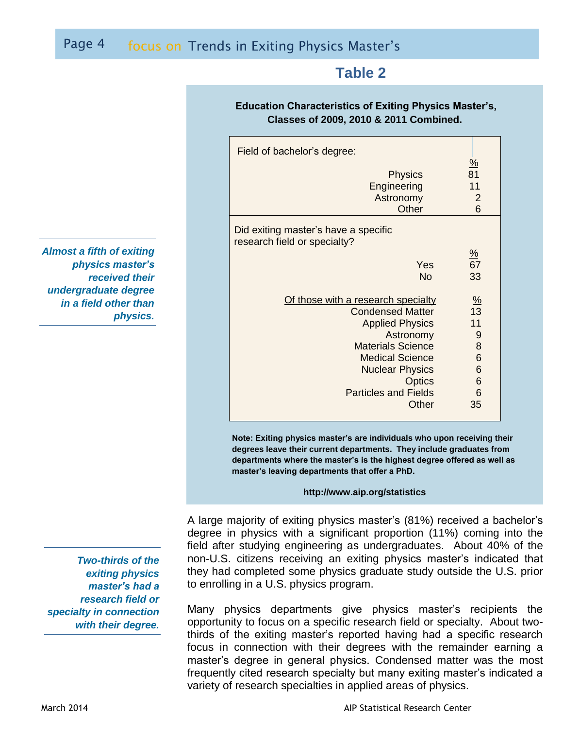## Table 2

**Education Characteristics of Exiting Physics Master's, Classes of 2009, 2010 & 2011 Combined.**

| Field of bachelor's degree: | % |
|---|---|
| Physics | 81 |
| Engineering | 11 |
| Astronomy | 2 |
| Other | 6 |

| Did exiting master's have a specific research field or specialty? | % |
|---|---|
| Yes | 67 |
| No | 33 |

| Of those with a research specialty | % |
|---|---|
| Condensed Matter | 13 |
| Applied Physics | 11 |
| Astronomy | 9 |
| Materials Science | 8 |
| Medical Science | 6 |
| Nuclear Physics | 6 |
| Optics | 6 |
| Particles and Fields | 6 |
| Other | 35 |

**Note: Exiting physics master's are individuals who upon receiving their degrees leave their current departments. They include graduates from departments where the master's is the highest degree offered as well as master's leaving departments that offer a PhD.**

**http://www.aip.org/statistics**

***Almost a fifth of exiting physics master's received their undergraduate degree in a field other than physics.***

A large majority of exiting physics master's (81%) received a bachelor's degree in physics with a significant proportion (11%) coming into the field after studying engineering as undergraduates. About 40% of the non-U.S. citizens receiving an exiting physics master's indicated that they had completed some physics graduate study outside the U.S. prior to enrolling in a U.S. physics program.

***Two-thirds of the exiting physics master's had a research field or specialty in connection with their degree.***

Many physics departments give physics master's recipients the opportunity to focus on a specific research field or specialty. About two-thirds of the exiting master's reported having had a specific research focus in connection with their degrees with the remainder earning a master's degree in general physics. Condensed matter was the most frequently cited research specialty but many exiting master's indicated a variety of research specialties in applied areas of physics.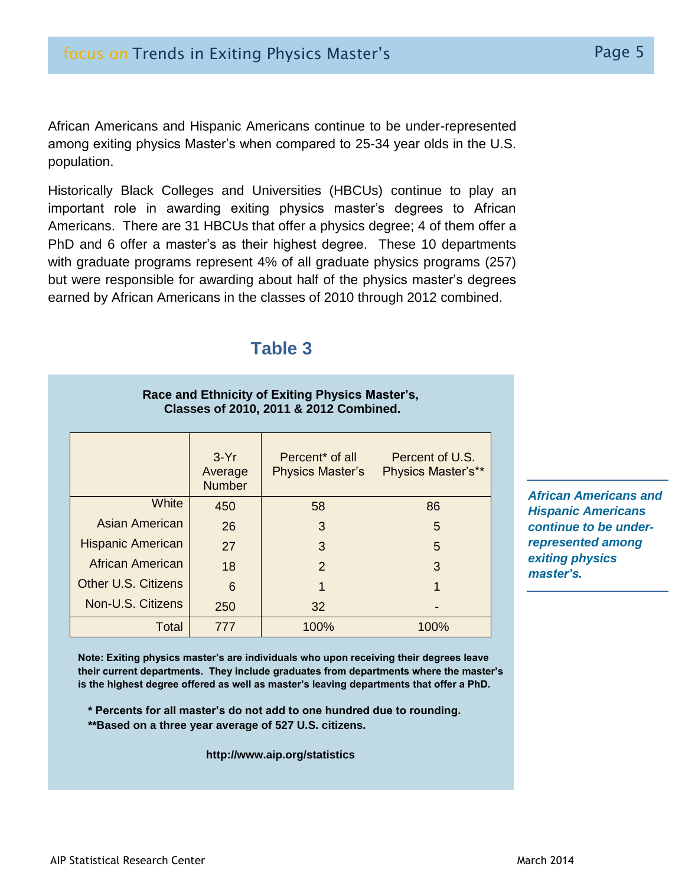African Americans and Hispanic Americans continue to be under-represented among exiting physics Master's when compared to 25-34 year olds in the U.S. population.

Historically Black Colleges and Universities (HBCUs) continue to play an important role in awarding exiting physics master's degrees to African Americans. There are 31 HBCUs that offer a physics degree; 4 of them offer a PhD and 6 offer a master's as their highest degree. These 10 departments with graduate programs represent 4% of all graduate physics programs (257) but were responsible for awarding about half of the physics master's degrees earned by African Americans in the classes of 2010 through 2012 combined.

*African Americans and Hispanic Americans continue to be under-represented among exiting physics master's.*

## Table 3

**Race and Ethnicity of Exiting Physics Master's, Classes of 2010, 2011 & 2012 Combined.**

| | 3-Yr Average Number | Percent* of all Physics Master's | Percent of U.S. Physics Master's** |
|---|---|---|---|
| White | 450 | 58 | 86 |
| Asian American | 26 | 3 | 5 |
| Hispanic American | 27 | 3 | 5 |
| African American | 18 | 2 | 3 |
| Other U.S. Citizens | 6 | 1 | 1 |
| Non-U.S. Citizens | 250 | 32 | - |
| Total | 777 | 100% | 100% |

**Note: Exiting physics master's are individuals who upon receiving their degrees leave their current departments. They include graduates from departments where the master's is the highest degree offered as well as master's leaving departments that offer a PhD.**

**\* Percents for all master's do not add to one hundred due to rounding.**
**\*\*Based on a three year average of 527 U.S. citizens.**

**http://www.aip.org/statistics**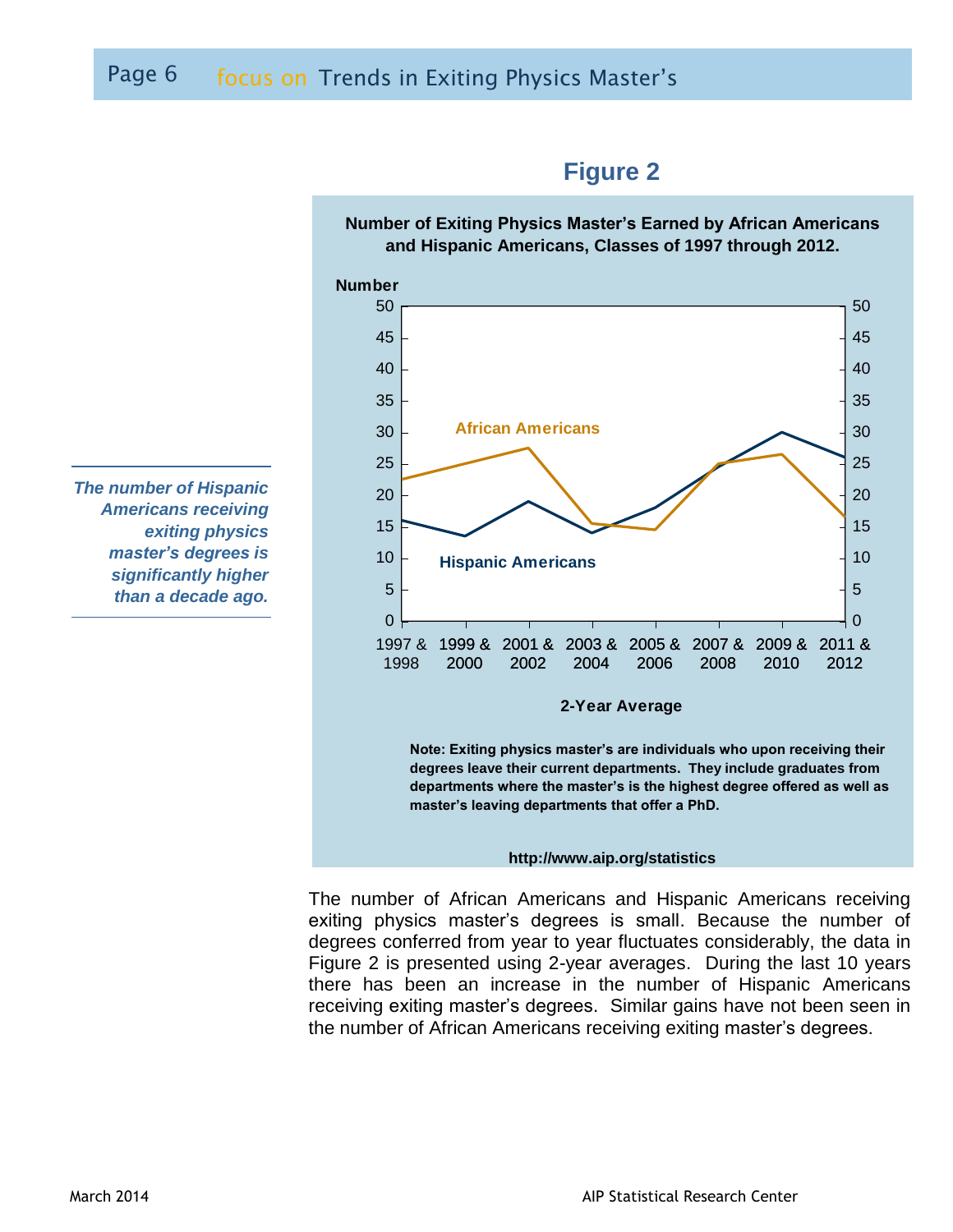## Figure 2

**Number of Exiting Physics Master's Earned by African Americans and Hispanic Americans, Classes of 1997 through 2012.**

Number

African Americans

Hispanic Americans

2-Year Average

1997 & 1998 | 1999 & 2000 | 2001 & 2002 | 2003 & 2004 | 2005 & 2006 | 2007 & 2008 | 2009 & 2010 | 2011 & 2012

**Note: Exiting physics master's are individuals who upon receiving their degrees leave their current departments. They include graduates from departments where the master's is the highest degree offered as well as master's leaving departments that offer a PhD.**

**http://www.aip.org/statistics**

***The number of Hispanic Americans receiving exiting physics master's degrees is significantly higher than a decade ago.***

The number of African Americans and Hispanic Americans receiving exiting physics master's degrees is small. Because the number of degrees conferred from year to year fluctuates considerably, the data in Figure 2 is presented using 2-year averages. During the last 10 years there has been an increase in the number of Hispanic Americans receiving exiting master's degrees. Similar gains have not been seen in the number of African Americans receiving exiting master's degrees.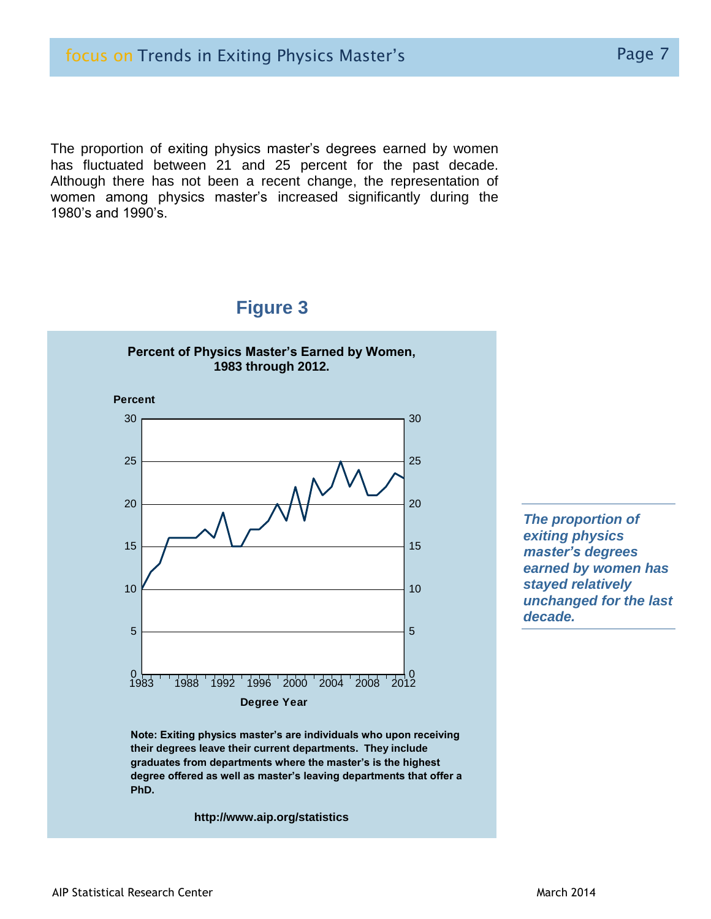The proportion of exiting physics master's degrees earned by women has fluctuated between 21 and 25 percent for the past decade. Although there has not been a recent change, the representation of women among physics master's increased significantly during the 1980's and 1990's.

## Figure 3

**Percent of Physics Master's Earned by Women, 1983 through 2012.**

**Note: Exiting physics master's are individuals who upon receiving their degrees leave their current departments. They include graduates from departments where the master's is the highest degree offered as well as master's leaving departments that offer a PhD.**

**http://www.aip.org/statistics**

***The proportion of exiting physics master's degrees earned by women has stayed relatively unchanged for the last decade.***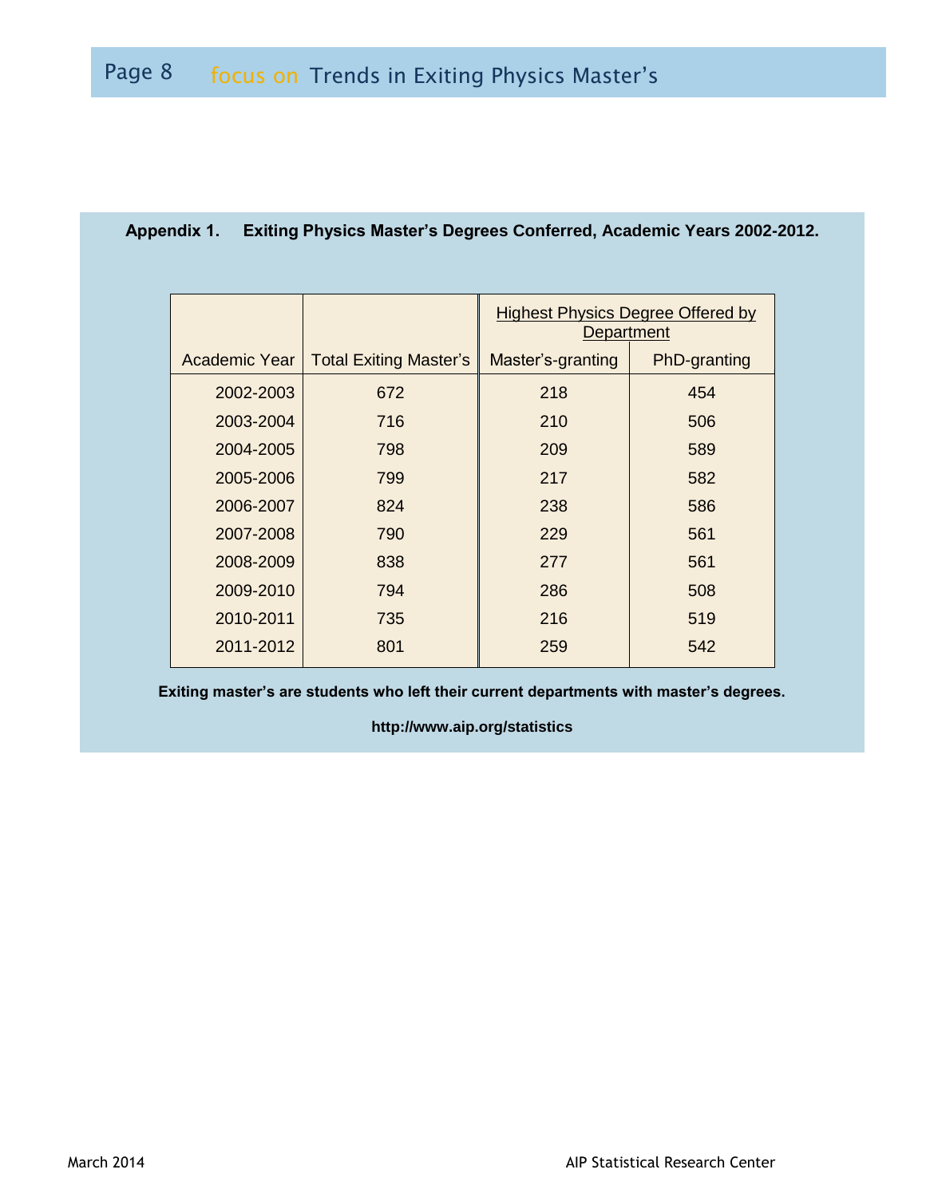**Appendix 1. Exiting Physics Master's Degrees Conferred, Academic Years 2002-2012.**

| | | Highest Physics Degree Offered by Department | |
|---|---|---|---|
| Academic Year | Total Exiting Master's | Master's-granting | PhD-granting |
| 2002-2003 | 672 | 218 | 454 |
| 2003-2004 | 716 | 210 | 506 |
| 2004-2005 | 798 | 209 | 589 |
| 2005-2006 | 799 | 217 | 582 |
| 2006-2007 | 824 | 238 | 586 |
| 2007-2008 | 790 | 229 | 561 |
| 2008-2009 | 838 | 277 | 561 |
| 2009-2010 | 794 | 286 | 508 |
| 2010-2011 | 735 | 216 | 519 |
| 2011-2012 | 801 | 259 | 542 |

**Exiting master's are students who left their current departments with master's degrees.**

**http://www.aip.org/statistics**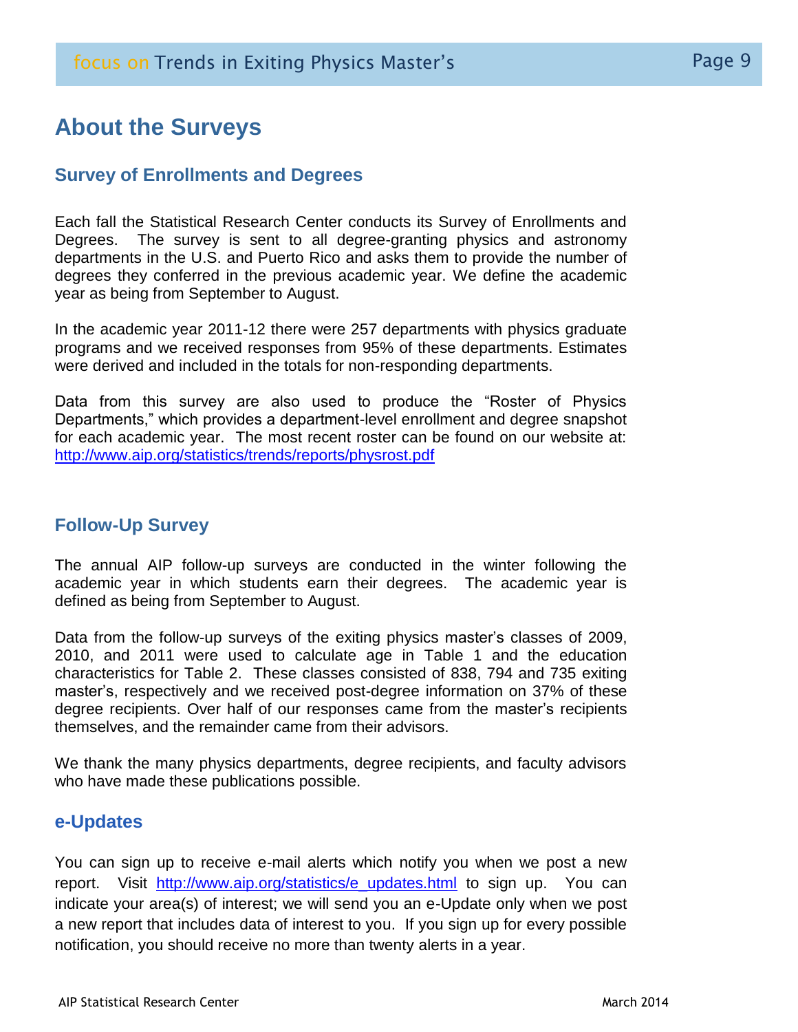# About the Surveys

## Survey of Enrollments and Degrees

Each fall the Statistical Research Center conducts its Survey of Enrollments and Degrees. The survey is sent to all degree-granting physics and astronomy departments in the U.S. and Puerto Rico and asks them to provide the number of degrees they conferred in the previous academic year. We define the academic year as being from September to August.

In the academic year 2011-12 there were 257 departments with physics graduate programs and we received responses from 95% of these departments. Estimates were derived and included in the totals for non-responding departments.

Data from this survey are also used to produce the "Roster of Physics Departments," which provides a department-level enrollment and degree snapshot for each academic year. The most recent roster can be found on our website at: http://www.aip.org/statistics/trends/reports/physrost.pdf

## Follow-Up Survey

The annual AIP follow-up surveys are conducted in the winter following the academic year in which students earn their degrees. The academic year is defined as being from September to August.

Data from the follow-up surveys of the exiting physics master's classes of 2009, 2010, and 2011 were used to calculate age in Table 1 and the education characteristics for Table 2. These classes consisted of 838, 794 and 735 exiting master's, respectively and we received post-degree information on 37% of these degree recipients. Over half of our responses came from the master's recipients themselves, and the remainder came from their advisors.

We thank the many physics departments, degree recipients, and faculty advisors who have made these publications possible.

## e-Updates

You can sign up to receive e-mail alerts which notify you when we post a new report. Visit http://www.aip.org/statistics/e_updates.html to sign up. You can indicate your area(s) of interest; we will send you an e-Update only when we post a new report that includes data of interest to you. If you sign up for every possible notification, you should receive no more than twenty alerts in a year.